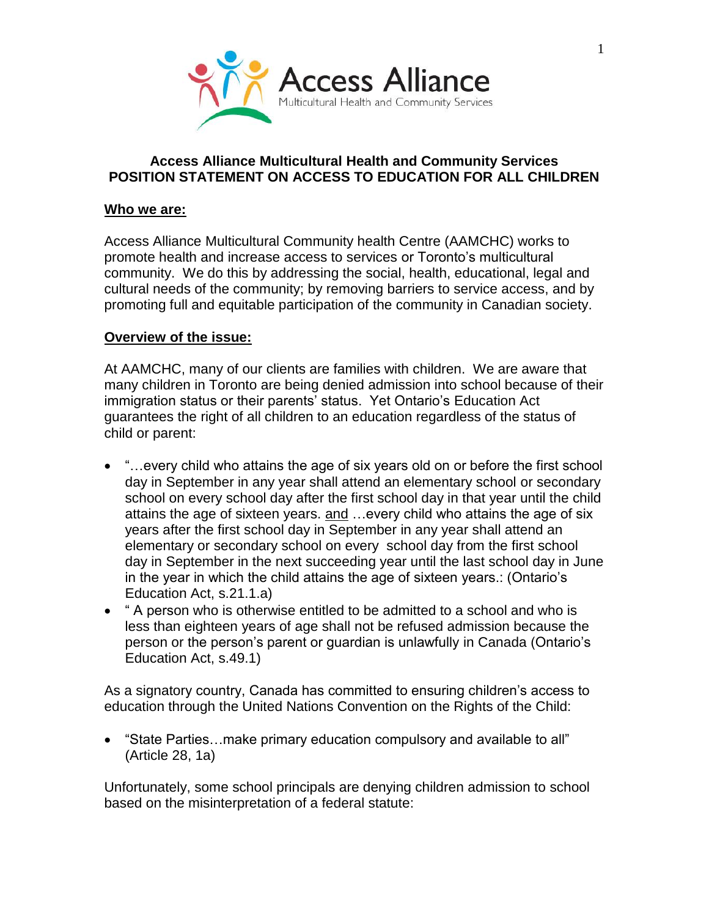Access Alliance
Multicultural Health and Community Services

# Access Alliance Multicultural Health and Community Services
# POSITION STATEMENT ON ACCESS TO EDUCATION FOR ALL CHILDREN

## Who we are:

Access Alliance Multicultural Community health Centre (AAMCHC) works to promote health and increase access to services or Toronto's multicultural community. We do this by addressing the social, health, educational, legal and cultural needs of the community; by removing barriers to service access, and by promoting full and equitable participation of the community in Canadian society.

## Overview of the issue:

At AAMCHC, many of our clients are families with children. We are aware that many children in Toronto are being denied admission into school because of their immigration status or their parents' status. Yet Ontario's Education Act guarantees the right of all children to an education regardless of the status of child or parent:

- "…every child who attains the age of six years old on or before the first school day in September in any year shall attend an elementary school or secondary school on every school day after the first school day in that year until the child attains the age of sixteen years. <u>and</u> …every child who attains the age of six years after the first school day in September in any year shall attend an elementary or secondary school on every school day from the first school day in September in the next succeeding year until the last school day in June in the year in which the child attains the age of sixteen years.: (Ontario's Education Act, s.21.1.a)
- " A person who is otherwise entitled to be admitted to a school and who is less than eighteen years of age shall not be refused admission because the person or the person's parent or guardian is unlawfully in Canada (Ontario's Education Act, s.49.1)

As a signatory country, Canada has committed to ensuring children's access to education through the United Nations Convention on the Rights of the Child:

- "State Parties…make primary education compulsory and available to all" (Article 28, 1a)

Unfortunately, some school principals are denying children admission to school based on the misinterpretation of a federal statute: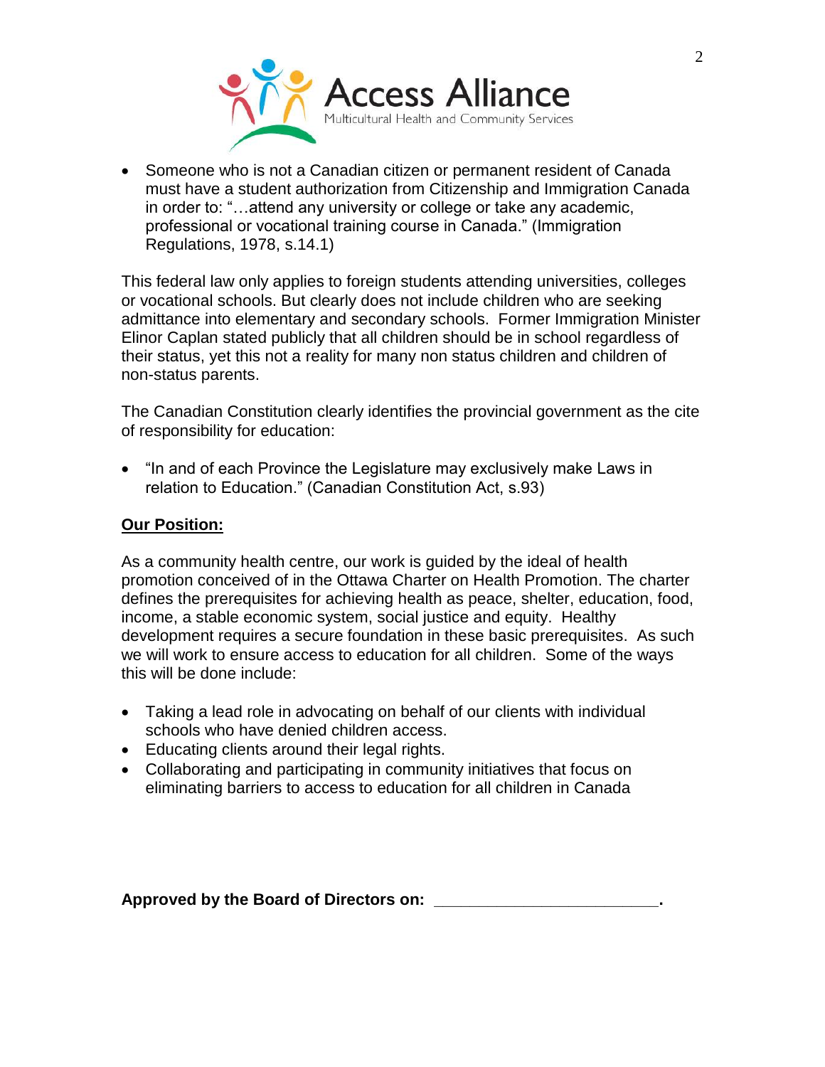Access Alliance
Multicultural Health and Community Services

- Someone who is not a Canadian citizen or permanent resident of Canada must have a student authorization from Citizenship and Immigration Canada in order to: "…attend any university or college or take any academic, professional or vocational training course in Canada." (Immigration Regulations, 1978, s.14.1)

This federal law only applies to foreign students attending universities, colleges or vocational schools. But clearly does not include children who are seeking admittance into elementary and secondary schools. Former Immigration Minister Elinor Caplan stated publicly that all children should be in school regardless of their status, yet this not a reality for many non status children and children of non-status parents.

The Canadian Constitution clearly identifies the provincial government as the cite of responsibility for education:

- "In and of each Province the Legislature may exclusively make Laws in relation to Education." (Canadian Constitution Act, s.93)

**Our Position:**

As a community health centre, our work is guided by the ideal of health promotion conceived of in the Ottawa Charter on Health Promotion. The charter defines the prerequisites for achieving health as peace, shelter, education, food, income, a stable economic system, social justice and equity. Healthy development requires a secure foundation in these basic prerequisites. As such we will work to ensure access to education for all children. Some of the ways this will be done include:

- Taking a lead role in advocating on behalf of our clients with individual schools who have denied children access.
- Educating clients around their legal rights.
- Collaborating and participating in community initiatives that focus on eliminating barriers to access to education for all children in Canada

**Approved by the Board of Directors on: \_\_\_\_\_\_\_\_\_\_\_\_\_\_\_\_\_\_\_\_\_\_\_\_.**